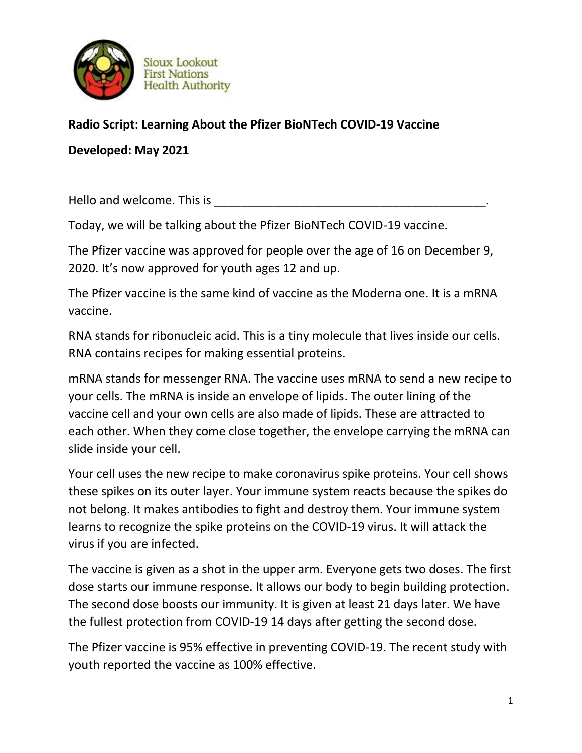Sioux Lookout First Nations Health Authority

**Radio Script: Learning About the Pfizer BioNTech COVID-19 Vaccine**

**Developed: May 2021**

Hello and welcome. This is ___________________________________________.

Today, we will be talking about the Pfizer BioNTech COVID-19 vaccine.

The Pfizer vaccine was approved for people over the age of 16 on December 9, 2020. It's now approved for youth ages 12 and up.

The Pfizer vaccine is the same kind of vaccine as the Moderna one. It is a mRNA vaccine.

RNA stands for ribonucleic acid. This is a tiny molecule that lives inside our cells. RNA contains recipes for making essential proteins.

mRNA stands for messenger RNA. The vaccine uses mRNA to send a new recipe to your cells. The mRNA is inside an envelope of lipids. The outer lining of the vaccine cell and your own cells are also made of lipids. These are attracted to each other. When they come close together, the envelope carrying the mRNA can slide inside your cell.

Your cell uses the new recipe to make coronavirus spike proteins. Your cell shows these spikes on its outer layer. Your immune system reacts because the spikes do not belong. It makes antibodies to fight and destroy them. Your immune system learns to recognize the spike proteins on the COVID-19 virus. It will attack the virus if you are infected.

The vaccine is given as a shot in the upper arm. Everyone gets two doses. The first dose starts our immune response. It allows our body to begin building protection. The second dose boosts our immunity. It is given at least 21 days later. We have the fullest protection from COVID-19 14 days after getting the second dose.

The Pfizer vaccine is 95% effective in preventing COVID-19. The recent study with youth reported the vaccine as 100% effective.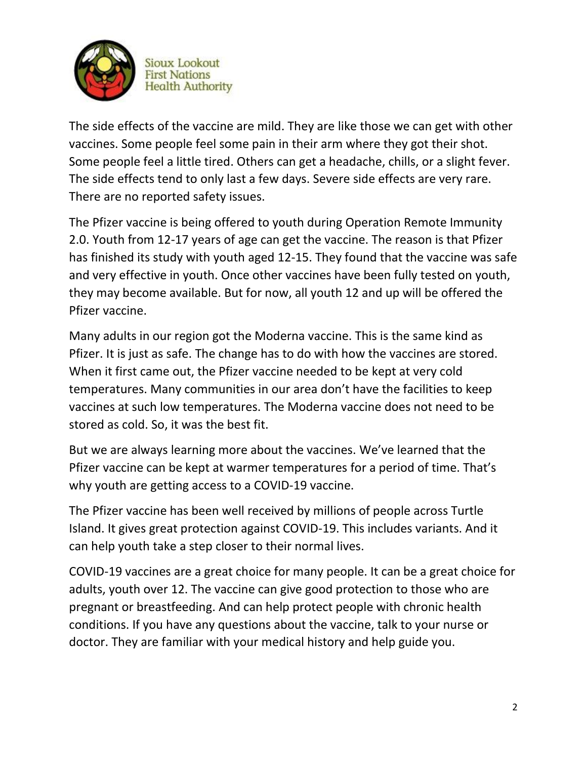The side effects of the vaccine are mild. They are like those we can get with other vaccines. Some people feel some pain in their arm where they got their shot. Some people feel a little tired. Others can get a headache, chills, or a slight fever. The side effects tend to only last a few days. Severe side effects are very rare. There are no reported safety issues.

The Pfizer vaccine is being offered to youth during Operation Remote Immunity 2.0. Youth from 12-17 years of age can get the vaccine. The reason is that Pfizer has finished its study with youth aged 12-15. They found that the vaccine was safe and very effective in youth. Once other vaccines have been fully tested on youth, they may become available. But for now, all youth 12 and up will be offered the Pfizer vaccine.

Many adults in our region got the Moderna vaccine. This is the same kind as Pfizer. It is just as safe. The change has to do with how the vaccines are stored. When it first came out, the Pfizer vaccine needed to be kept at very cold temperatures. Many communities in our area don't have the facilities to keep vaccines at such low temperatures. The Moderna vaccine does not need to be stored as cold. So, it was the best fit.

But we are always learning more about the vaccines. We've learned that the Pfizer vaccine can be kept at warmer temperatures for a period of time. That's why youth are getting access to a COVID-19 vaccine.

The Pfizer vaccine has been well received by millions of people across Turtle Island. It gives great protection against COVID-19. This includes variants. And it can help youth take a step closer to their normal lives.

COVID-19 vaccines are a great choice for many people. It can be a great choice for adults, youth over 12. The vaccine can give good protection to those who are pregnant or breastfeeding. And can help protect people with chronic health conditions. If you have any questions about the vaccine, talk to your nurse or doctor. They are familiar with your medical history and help guide you.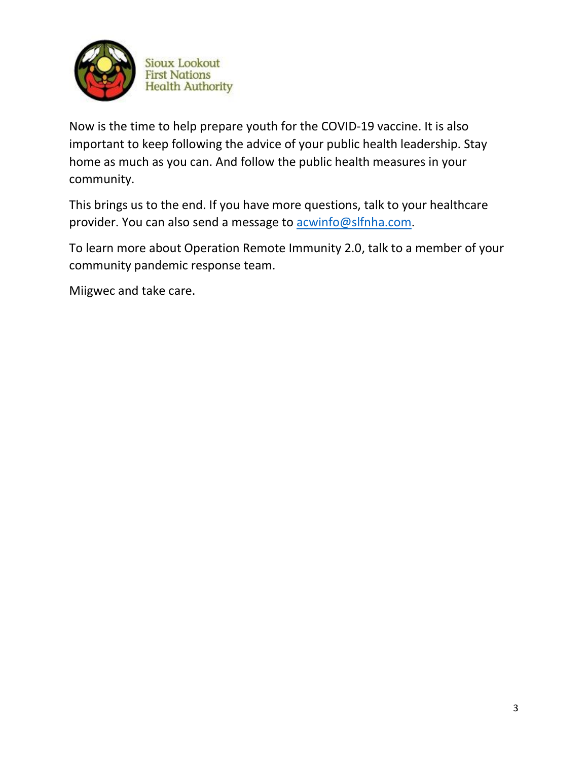Sioux Lookout First Nations Health Authority

Now is the time to help prepare youth for the COVID-19 vaccine. It is also important to keep following the advice of your public health leadership. Stay home as much as you can. And follow the public health measures in your community.

This brings us to the end. If you have more questions, talk to your healthcare provider. You can also send a message to acwinfo@slfnha.com.

To learn more about Operation Remote Immunity 2.0, talk to a member of your community pandemic response team.

Miigwec and take care.